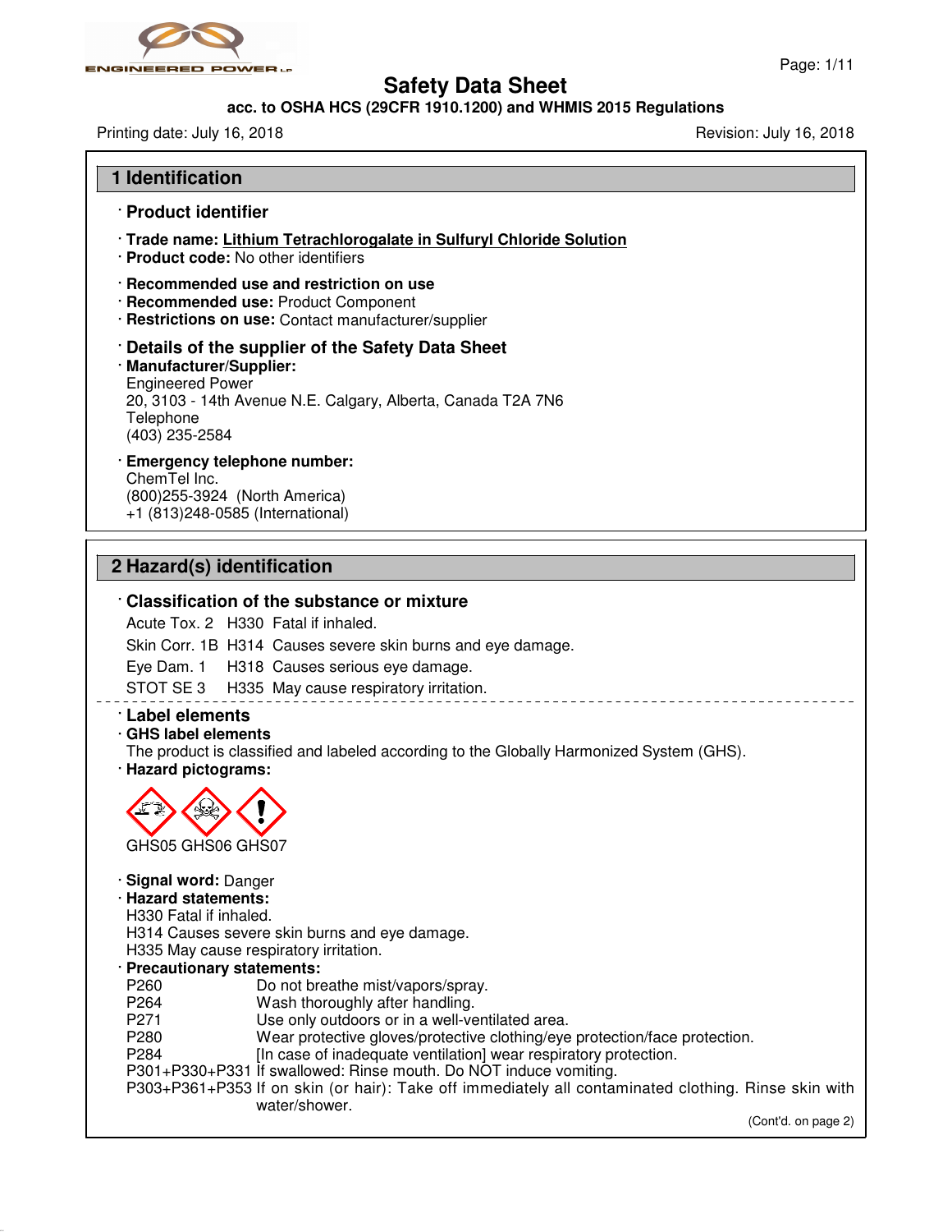# Safety Data Sheet

**acc. to OSHA HCS (29CFR 1910.1200) and WHMIS 2015 Regulations**

Printing date: July 16, 2018 | Revision: July 16, 2018

## 1 Identification

· **Product identifier**

· **Trade name:** **Lithium Tetrachlorogalate in Sulfuryl Chloride Solution**
· **Product code:** No other identifiers

· **Recommended use and restriction on use**
· **Recommended use:** Product Component
· **Restrictions on use:** Contact manufacturer/supplier

· **Details of the supplier of the Safety Data Sheet**
· **Manufacturer/Supplier:**
Engineered Power
20, 3103 - 14th Avenue N.E. Calgary, Alberta, Canada T2A 7N6
Telephone
(403) 235-2584

· **Emergency telephone number:**
ChemTel Inc.
(800)255-3924 (North America)
+1 (813)248-0585 (International)

## 2 Hazard(s) identification

· **Classification of the substance or mixture**

Acute Tox. 2 H330 Fatal if inhaled.
Skin Corr. 1B H314 Causes severe skin burns and eye damage.
Eye Dam. 1 H318 Causes serious eye damage.
STOT SE 3 H335 May cause respiratory irritation.

· **Label elements**
· **GHS label elements**
The product is classified and labeled according to the Globally Harmonized System (GHS).
· **Hazard pictograms:**

GHS05 GHS06 GHS07

· **Signal word:** Danger
· **Hazard statements:**
H330 Fatal if inhaled.
H314 Causes severe skin burns and eye damage.
H335 May cause respiratory irritation.
· **Precautionary statements:**

P260 Do not breathe mist/vapors/spray.
P264 Wash thoroughly after handling.
P271 Use only outdoors or in a well-ventilated area.
P280 Wear protective gloves/protective clothing/eye protection/face protection.
P284 [In case of inadequate ventilation] wear respiratory protection.
P301+P330+P331 If swallowed: Rinse mouth. Do NOT induce vomiting.
P303+P361+P353 If on skin (or hair): Take off immediately all contaminated clothing. Rinse skin with water/shower.

(Cont'd. on page 2)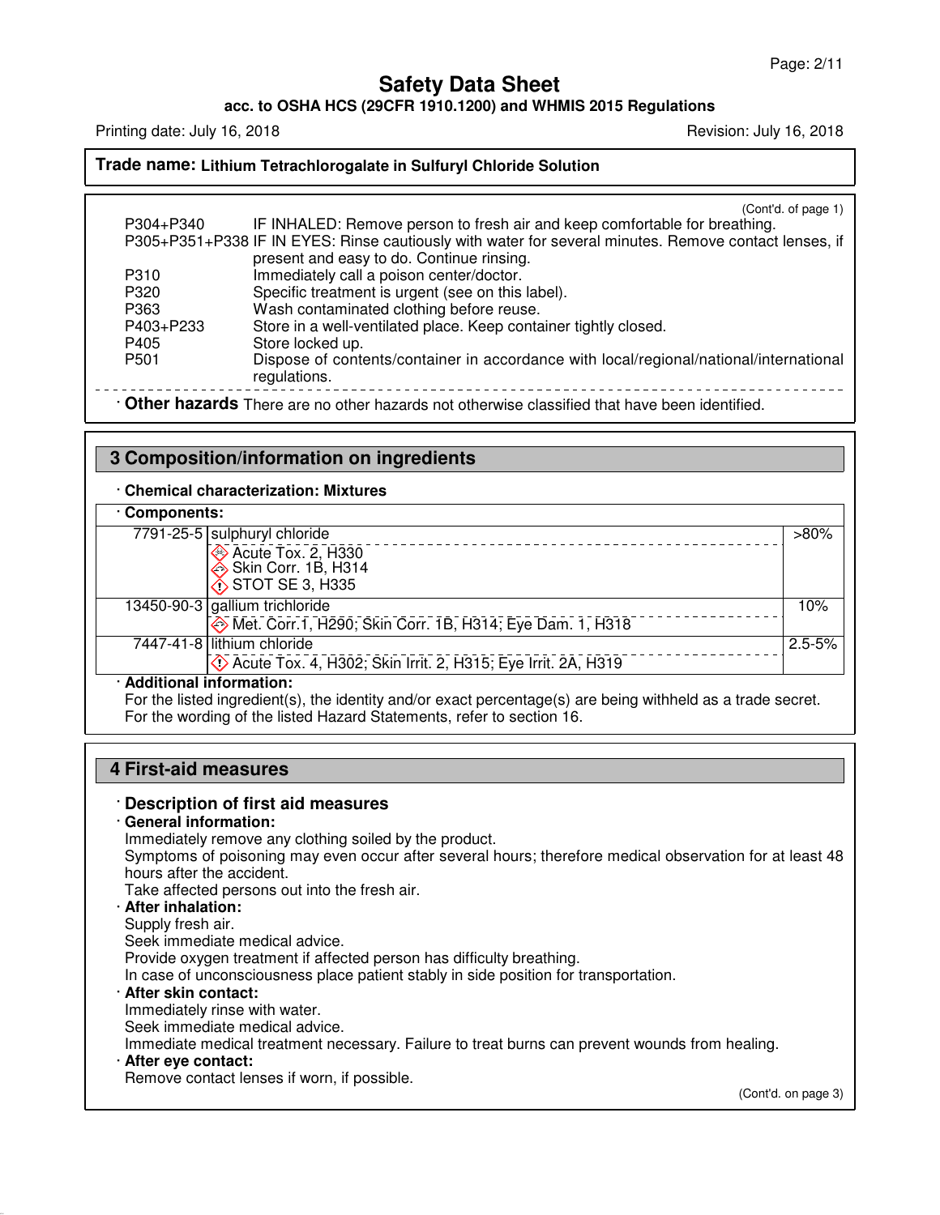# Safety Data Sheet

**acc. to OSHA HCS (29CFR 1910.1200) and WHMIS 2015 Regulations**

Printing date: July 16, 2018 | Revision: July 16, 2018

**Trade name: Lithium Tetrachlorogalate in Sulfuryl Chloride Solution**

(Cont'd. of page 1)

| | |
|---|---|
| P304+P340 | IF INHALED: Remove person to fresh air and keep comfortable for breathing. |
| P305+P351+P338 | IF IN EYES: Rinse cautiously with water for several minutes. Remove contact lenses, if present and easy to do. Continue rinsing. |
| P310 | Immediately call a poison center/doctor. |
| P320 | Specific treatment is urgent (see on this label). |
| P363 | Wash contaminated clothing before reuse. |
| P403+P233 | Store in a well-ventilated place. Keep container tightly closed. |
| P405 | Store locked up. |
| P501 | Dispose of contents/container in accordance with local/regional/national/international regulations. |

· **Other hazards** There are no other hazards not otherwise classified that have been identified.

## 3 Composition/information on ingredients

· **Chemical characterization: Mixtures**

· **Components:**

| CAS | Component | % |
|---|---|---|
| 7791-25-5 | sulphuryl chloride<br>Acute Tox. 2, H330<br>Skin Corr. 1B, H314<br>STOT SE 3, H335 | >80% |
| 13450-90-3 | gallium trichloride<br>Met. Corr.1, H290; Skin Corr. 1B, H314; Eye Dam. 1, H318 | 10% |
| 7447-41-8 | lithium chloride<br>Acute Tox. 4, H302; Skin Irrit. 2, H315; Eye Irrit. 2A, H319 | 2.5-5% |

· **Additional information:**

For the listed ingredient(s), the identity and/or exact percentage(s) are being withheld as a trade secret.
For the wording of the listed Hazard Statements, refer to section 16.

## 4 First-aid measures

### · Description of first aid measures

· **General information:**

Immediately remove any clothing soiled by the product.
Symptoms of poisoning may even occur after several hours; therefore medical observation for at least 48 hours after the accident.
Take affected persons out into the fresh air.

· **After inhalation:**

Supply fresh air.
Seek immediate medical advice.
Provide oxygen treatment if affected person has difficulty breathing.
In case of unconsciousness place patient stably in side position for transportation.

· **After skin contact:**

Immediately rinse with water.
Seek immediate medical advice.
Immediate medical treatment necessary. Failure to treat burns can prevent wounds from healing.

· **After eye contact:**

Remove contact lenses if worn, if possible.

(Cont'd. on page 3)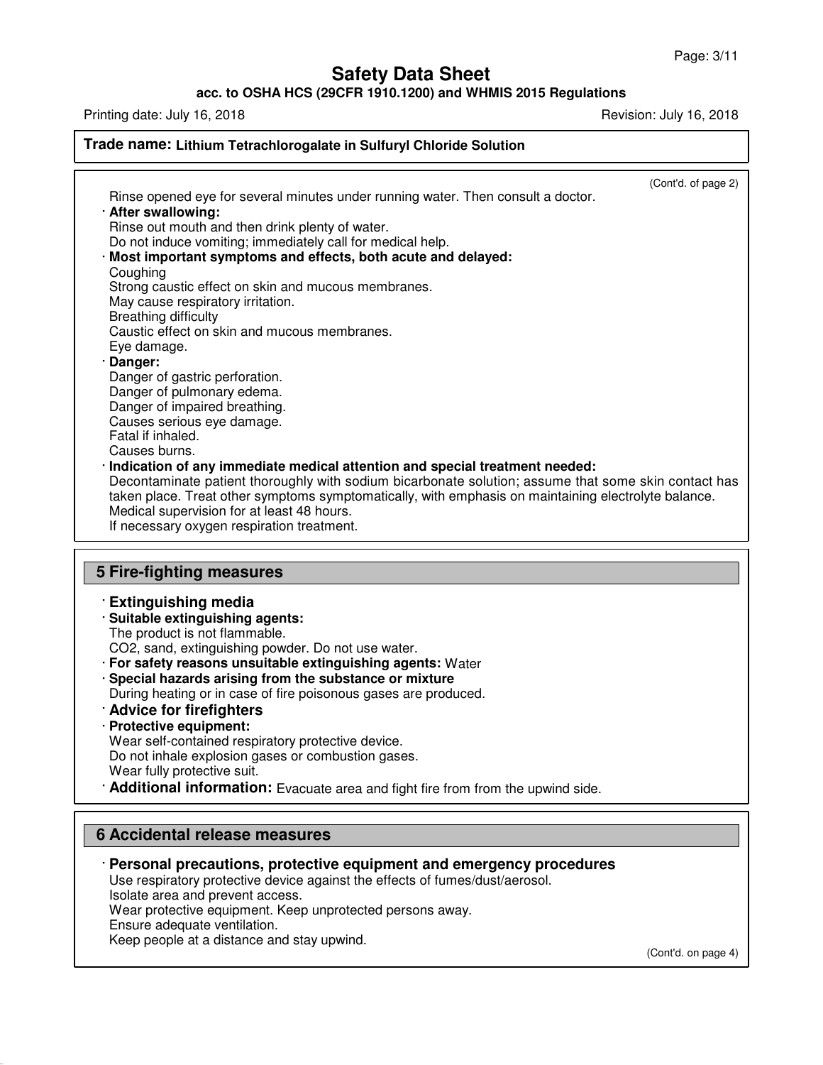**Trade name: Lithium Tetrachlorogalate in Sulfuryl Chloride Solution**

(Cont'd. of page 2)

Rinse opened eye for several minutes under running water. Then consult a doctor.

· **After swallowing:**
Rinse out mouth and then drink plenty of water.
Do not induce vomiting; immediately call for medical help.

· **Most important symptoms and effects, both acute and delayed:**
Coughing
Strong caustic effect on skin and mucous membranes.
May cause respiratory irritation.
Breathing difficulty
Caustic effect on skin and mucous membranes.
Eye damage.

· **Danger:**
Danger of gastric perforation.
Danger of pulmonary edema.
Danger of impaired breathing.
Causes serious eye damage.
Fatal if inhaled.
Causes burns.

· **Indication of any immediate medical attention and special treatment needed:**
Decontaminate patient thoroughly with sodium bicarbonate solution; assume that some skin contact has taken place. Treat other symptoms symptomatically, with emphasis on maintaining electrolyte balance.
Medical supervision for at least 48 hours.
If necessary oxygen respiration treatment.

## 5 Fire-fighting measures

· **Extinguishing media**

· **Suitable extinguishing agents:**
The product is not flammable.
$CO_2$, sand, extinguishing powder. Do not use water.

· **For safety reasons unsuitable extinguishing agents:** Water

· **Special hazards arising from the substance or mixture**
During heating or in case of fire poisonous gases are produced.

· **Advice for firefighters**

· **Protective equipment:**
Wear self-contained respiratory protective device.
Do not inhale explosion gases or combustion gases.
Wear fully protective suit.

· **Additional information:** Evacuate area and fight fire from from the upwind side.

## 6 Accidental release measures

· **Personal precautions, protective equipment and emergency procedures**
Use respiratory protective device against the effects of fumes/dust/aerosol.
Isolate area and prevent access.
Wear protective equipment. Keep unprotected persons away.
Ensure adequate ventilation.
Keep people at a distance and stay upwind.

(Cont'd. on page 4)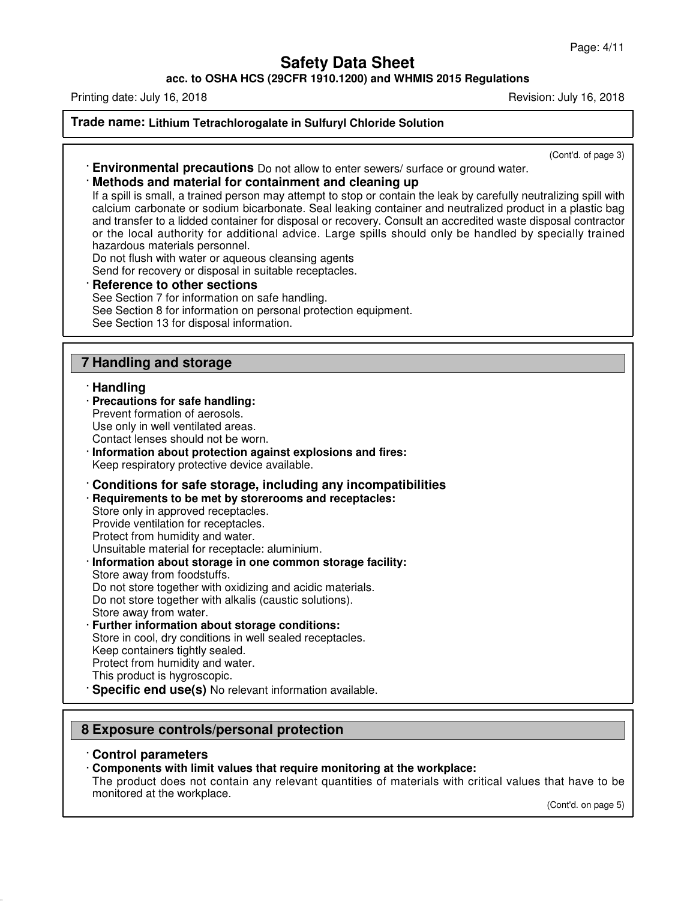(Cont'd. of page 3)

· **Environmental precautions** Do not allow to enter sewers/ surface or ground water.

· **Methods and material for containment and cleaning up**

If a spill is small, a trained person may attempt to stop or contain the leak by carefully neutralizing spill with calcium carbonate or sodium bicarbonate. Seal leaking container and neutralized product in a plastic bag and transfer to a lidded container for disposal or recovery. Consult an accredited waste disposal contractor or the local authority for additional advice. Large spills should only be handled by specially trained hazardous materials personnel.

Do not flush with water or aqueous cleansing agents

Send for recovery or disposal in suitable receptacles.

· **Reference to other sections**

See Section 7 for information on safe handling.

See Section 8 for information on personal protection equipment.

See Section 13 for disposal information.

## 7 Handling and storage

· **Handling**

· **Precautions for safe handling:**

Prevent formation of aerosols.

Use only in well ventilated areas.

Contact lenses should not be worn.

· **Information about protection against explosions and fires:**

Keep respiratory protective device available.

· **Conditions for safe storage, including any incompatibilities**

· **Requirements to be met by storerooms and receptacles:**

Store only in approved receptacles.

Provide ventilation for receptacles.

Protect from humidity and water.

Unsuitable material for receptacle: aluminium.

· **Information about storage in one common storage facility:**

Store away from foodstuffs.

Do not store together with oxidizing and acidic materials.

Do not store together with alkalis (caustic solutions).

Store away from water.

· **Further information about storage conditions:**

Store in cool, dry conditions in well sealed receptacles.

Keep containers tightly sealed.

Protect from humidity and water.

This product is hygroscopic.

· **Specific end use(s)** No relevant information available.

## 8 Exposure controls/personal protection

· **Control parameters**

· **Components with limit values that require monitoring at the workplace:**

The product does not contain any relevant quantities of materials with critical values that have to be monitored at the workplace.

(Cont'd. on page 5)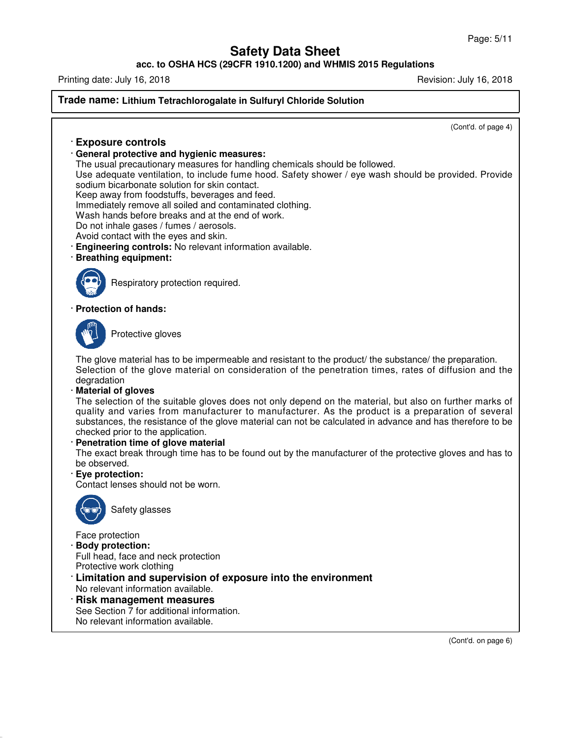**Trade name: Lithium Tetrachlorogalate in Sulfuryl Chloride Solution**

(Cont'd. of page 4)

## · Exposure controls

· **General protective and hygienic measures:**

The usual precautionary measures for handling chemicals should be followed.

Use adequate ventilation, to include fume hood. Safety shower / eye wash should be provided. Provide sodium bicarbonate solution for skin contact.

Keep away from foodstuffs, beverages and feed.

Immediately remove all soiled and contaminated clothing.

Wash hands before breaks and at the end of work.

Do not inhale gases / fumes / aerosols.

Avoid contact with the eyes and skin.

· **Engineering controls:** No relevant information available.

· **Breathing equipment:**

Respiratory protection required.

· **Protection of hands:**

Protective gloves

The glove material has to be impermeable and resistant to the product/ the substance/ the preparation.
Selection of the glove material on consideration of the penetration times, rates of diffusion and the degradation

· **Material of gloves**

The selection of the suitable gloves does not only depend on the material, but also on further marks of quality and varies from manufacturer to manufacturer. As the product is a preparation of several substances, the resistance of the glove material can not be calculated in advance and has therefore to be checked prior to the application.

· **Penetration time of glove material**

The exact break through time has to be found out by the manufacturer of the protective gloves and has to be observed.

· **Eye protection:**

Contact lenses should not be worn.

Safety glasses

Face protection

· **Body protection:**

Full head, face and neck protection

Protective work clothing

## · Limitation and supervision of exposure into the environment

No relevant information available.

## · Risk management measures

See Section 7 for additional information.

No relevant information available.

(Cont'd. on page 6)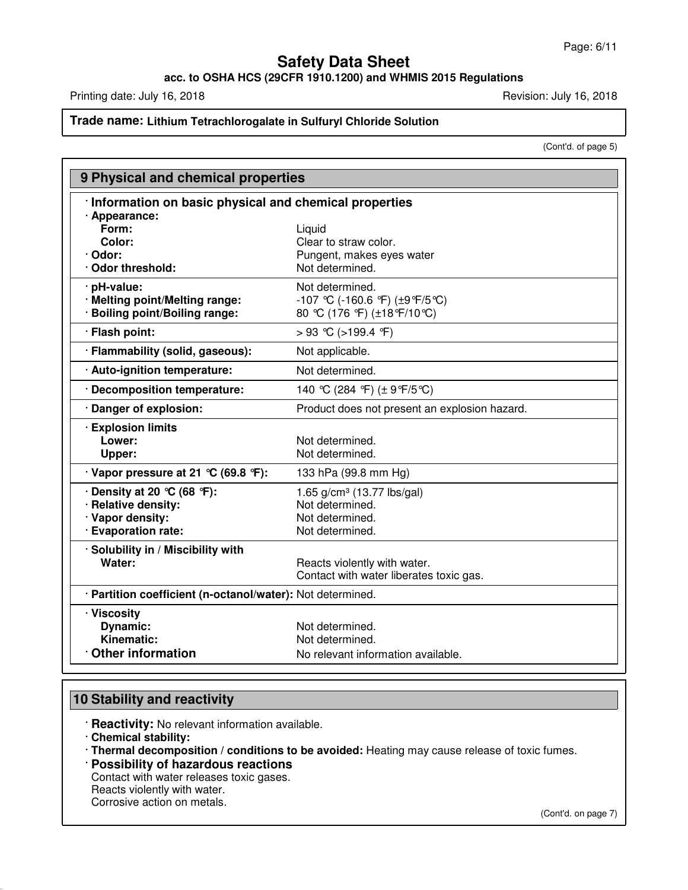# Safety Data Sheet

**acc. to OSHA HCS (29CFR 1910.1200) and WHMIS 2015 Regulations**

Printing date: July 16, 2018 Revision: July 16, 2018

**Trade name: Lithium Tetrachlorogalate in Sulfuryl Chloride Solution**

(Cont'd. of page 5)

## 9 Physical and chemical properties

### · Information on basic physical and chemical properties

| Property | Value |
|---|---|
| **· Appearance:** | |
| **Form:** | Liquid |
| **Color:** | Clear to straw color. |
| **· Odor:** | Pungent, makes eyes water |
| **· Odor threshold:** | Not determined. |
| **· pH-value:** | Not determined. |
| **· Melting point/Melting range:** | -107 °C (-160.6 °F) (±9°F/5°C) |
| **· Boiling point/Boiling range:** | 80 °C (176 °F) (±18°F/10°C) |
| **· Flash point:** | > 93 °C (>199.4 °F) |
| **· Flammability (solid, gaseous):** | Not applicable. |
| **· Auto-ignition temperature:** | Not determined. |
| **· Decomposition temperature:** | 140 °C (284 °F) (± 9°F/5°C) |
| **· Danger of explosion:** | Product does not present an explosion hazard. |
| **· Explosion limits** | |
| **Lower:** | Not determined. |
| **Upper:** | Not determined. |
| **· Vapor pressure at 21 °C (69.8 °F):** | 133 hPa (99.8 mm Hg) |
| **· Density at 20 °C (68 °F):** | 1.65 g/cm³ (13.77 lbs/gal) |
| **· Relative density:** | Not determined. |
| **· Vapor density:** | Not determined. |
| **· Evaporation rate:** | Not determined. |
| **· Solubility in / Miscibility with** | |
| **Water:** | Reacts violently with water. Contact with water liberates toxic gas. |
| **· Partition coefficient (n-octanol/water):** | Not determined. |
| **· Viscosity** | |
| **Dynamic:** | Not determined. |
| **Kinematic:** | Not determined. |
| **· Other information** | No relevant information available. |

## 10 Stability and reactivity

· **Reactivity:** No relevant information available.

· **Chemical stability:**

· **Thermal decomposition / conditions to be avoided:** Heating may cause release of toxic fumes.

· **Possibility of hazardous reactions**

Contact with water releases toxic gases.
Reacts violently with water.
Corrosive action on metals.

(Cont'd. on page 7)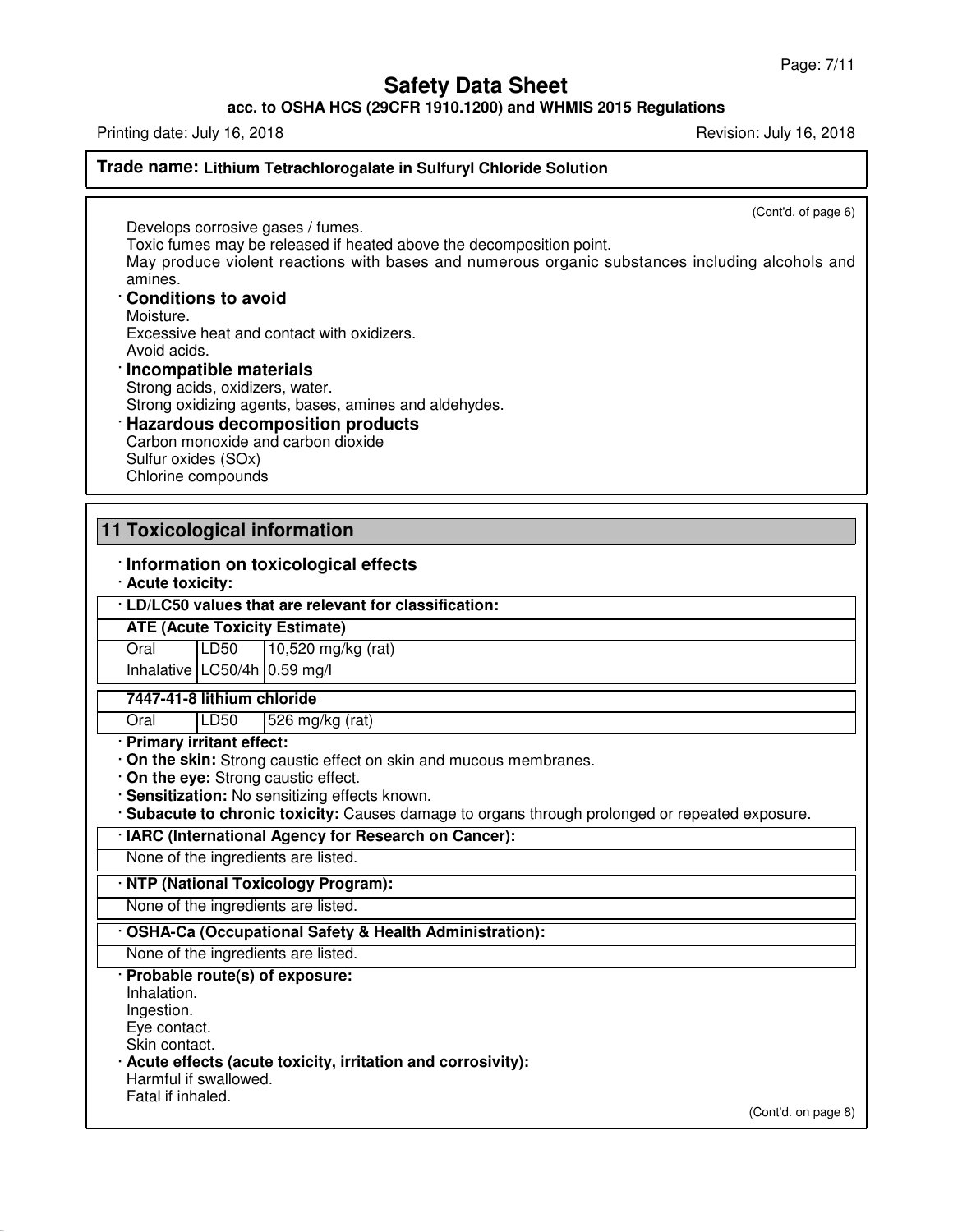**Safety Data Sheet**

**acc. to OSHA HCS (29CFR 1910.1200) and WHMIS 2015 Regulations**

Printing date: July 16, 2018 Revision: July 16, 2018

**Trade name: Lithium Tetrachlorogalate in Sulfuryl Chloride Solution**

(Cont'd. of page 6)

Develops corrosive gases / fumes.
Toxic fumes may be released if heated above the decomposition point.
May produce violent reactions with bases and numerous organic substances including alcohols and amines.

· **Conditions to avoid**
Moisture.
Excessive heat and contact with oxidizers.
Avoid acids.

· **Incompatible materials**
Strong acids, oxidizers, water.
Strong oxidizing agents, bases, amines and aldehydes.

· **Hazardous decomposition products**
Carbon monoxide and carbon dioxide
Sulfur oxides (SOx)
Chlorine compounds

## 11 Toxicological information

· **Information on toxicological effects**

· **Acute toxicity:**

· **LD/LC50 values that are relevant for classification:**

| **ATE (Acute Toxicity Estimate)** | | |
|---|---|---|
| Oral | LD50 | 10,520 mg/kg (rat) |
| Inhalative | LC50/4h | 0.59 mg/l |
| **7447-41-8 lithium chloride** | | |
| Oral | LD50 | 526 mg/kg (rat) |

· **Primary irritant effect:**
· **On the skin:** Strong caustic effect on skin and mucous membranes.
· **On the eye:** Strong caustic effect.
· **Sensitization:** No sensitizing effects known.
· **Subacute to chronic toxicity:** Causes damage to organs through prolonged or repeated exposure.

· **IARC (International Agency for Research on Cancer):**
None of the ingredients are listed.

· **NTP (National Toxicology Program):**
None of the ingredients are listed.

· **OSHA-Ca (Occupational Safety & Health Administration):**
None of the ingredients are listed.

· **Probable route(s) of exposure:**
Inhalation.
Ingestion.
Eye contact.
Skin contact.

· **Acute effects (acute toxicity, irritation and corrosivity):**
Harmful if swallowed.
Fatal if inhaled.

(Cont'd. on page 8)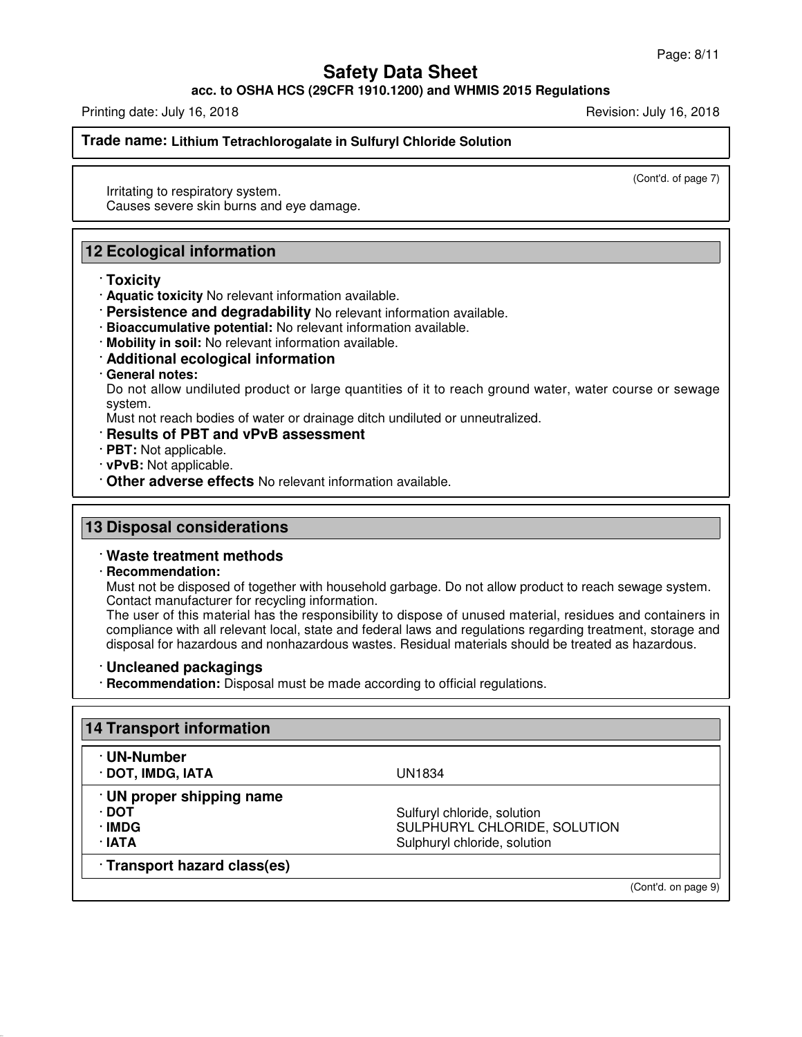(Cont'd. of page 7)

Irritating to respiratory system.
Causes severe skin burns and eye damage.

## 12 Ecological information

· **Toxicity**
· **Aquatic toxicity** No relevant information available.
· **Persistence and degradability** No relevant information available.
· **Bioaccumulative potential:** No relevant information available.
· **Mobility in soil:** No relevant information available.
· **Additional ecological information**
· **General notes:**
Do not allow undiluted product or large quantities of it to reach ground water, water course or sewage system.
Must not reach bodies of water or drainage ditch undiluted or unneutralized.
· **Results of PBT and vPvB assessment**
· **PBT:** Not applicable.
· **vPvB:** Not applicable.
· **Other adverse effects** No relevant information available.

## 13 Disposal considerations

· **Waste treatment methods**
· **Recommendation:**
Must not be disposed of together with household garbage. Do not allow product to reach sewage system.
Contact manufacturer for recycling information.
The user of this material has the responsibility to dispose of unused material, residues and containers in compliance with all relevant local, state and federal laws and regulations regarding treatment, storage and disposal for hazardous and nonhazardous wastes. Residual materials should be treated as hazardous.

· **Uncleaned packagings**
· **Recommendation:** Disposal must be made according to official regulations.

## 14 Transport information

| | |
|---|---|
| · **UN-Number** | |
| · **DOT, IMDG, IATA** | UN1834 |
| · **UN proper shipping name** | |
| · **DOT** | Sulfuryl chloride, solution |
| · **IMDG** | SULPHURYL CHLORIDE, SOLUTION |
| · **IATA** | Sulphuryl chloride, solution |
| · **Transport hazard class(es)** | |

(Cont'd. on page 9)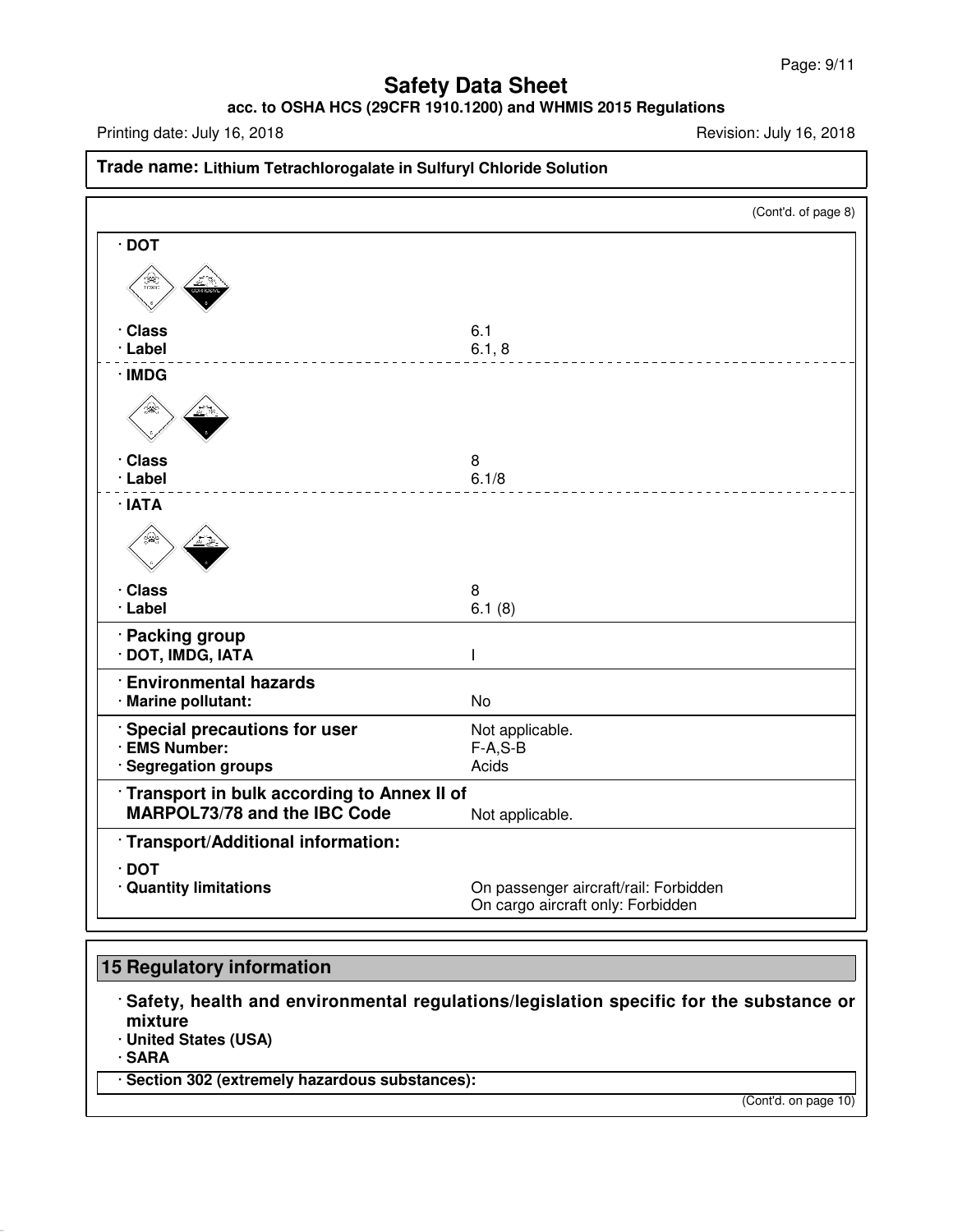**Safety Data Sheet**
**acc. to OSHA HCS (29CFR 1910.1200) and WHMIS 2015 Regulations**

Printing date: July 16, 2018 Revision: July 16, 2018

**Trade name: Lithium Tetrachlorogalate in Sulfuryl Chloride Solution**

(Cont'd. of page 8)

· **DOT**

| | |
|---|---|
| · **Class** | 6.1 |
| · **Label** | 6.1, 8 |

· **IMDG**

| | |
|---|---|
| · **Class** | 8 |
| · **Label** | 6.1/8 |

· **IATA**

| | |
|---|---|
| · **Class** | 8 |
| · **Label** | 6.1 (8) |

· **Packing group**

| | |
|---|---|
| · **DOT, IMDG, IATA** | I |

· **Environmental hazards**

| | |
|---|---|
| · **Marine pollutant:** | No |

| | |
|---|---|
| · **Special precautions for user** | Not applicable. |
| · **EMS Number:** | F-A,S-B |
| · **Segregation groups** | Acids |

| | |
|---|---|
| · **Transport in bulk according to Annex II of MARPOL73/78 and the IBC Code** | Not applicable. |

· **Transport/Additional information:**

· **DOT**

| | |
|---|---|
| · **Quantity limitations** | On passenger aircraft/rail: Forbidden<br>On cargo aircraft only: Forbidden |

## 15 Regulatory information

· **Safety, health and environmental regulations/legislation specific for the substance or mixture**
· **United States (USA)**
· **SARA**

· **Section 302 (extremely hazardous substances):**

(Cont'd. on page 10)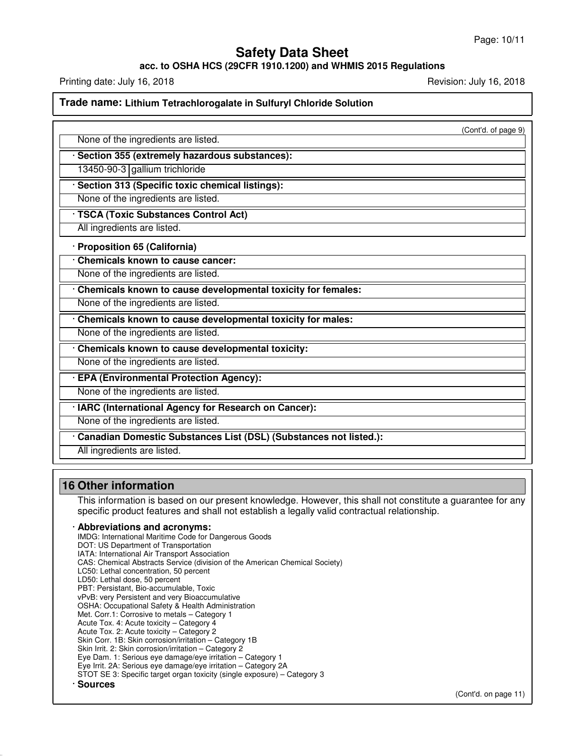(Cont'd. of page 9)

None of the ingredients are listed.

· **Section 355 (extremely hazardous substances):**

| 13450-90-3 | gallium trichloride |
|---|---|

· **Section 313 (Specific toxic chemical listings):**

None of the ingredients are listed.

· **TSCA (Toxic Substances Control Act)**

All ingredients are listed.

· **Proposition 65 (California)**

· **Chemicals known to cause cancer:**

None of the ingredients are listed.

· **Chemicals known to cause developmental toxicity for females:**

None of the ingredients are listed.

· **Chemicals known to cause developmental toxicity for males:**

None of the ingredients are listed.

· **Chemicals known to cause developmental toxicity:**

None of the ingredients are listed.

· **EPA (Environmental Protection Agency):**

None of the ingredients are listed.

· **IARC (International Agency for Research on Cancer):**

None of the ingredients are listed.

· **Canadian Domestic Substances List (DSL) (Substances not listed.):**

All ingredients are listed.

## 16 Other information

This information is based on our present knowledge. However, this shall not constitute a guarantee for any specific product features and shall not establish a legally valid contractual relationship.

· **Abbreviations and acronyms:**

IMDG: International Maritime Code for Dangerous Goods
DOT: US Department of Transportation
IATA: International Air Transport Association
CAS: Chemical Abstracts Service (division of the American Chemical Society)
LC50: Lethal concentration, 50 percent
LD50: Lethal dose, 50 percent
PBT: Persistant, Bio-accumulable, Toxic
vPvB: very Persistent and very Bioaccumulative
OSHA: Occupational Safety & Health Administration
Met. Corr.1: Corrosive to metals – Category 1
Acute Tox. 4: Acute toxicity – Category 4
Acute Tox. 2: Acute toxicity – Category 2
Skin Corr. 1B: Skin corrosion/irritation – Category 1B
Skin Irrit. 2: Skin corrosion/irritation – Category 2
Eye Dam. 1: Serious eye damage/eye irritation – Category 1
Eye Irrit. 2A: Serious eye damage/eye irritation – Category 2A
STOT SE 3: Specific target organ toxicity (single exposure) – Category 3

· **Sources**

(Cont'd. on page 11)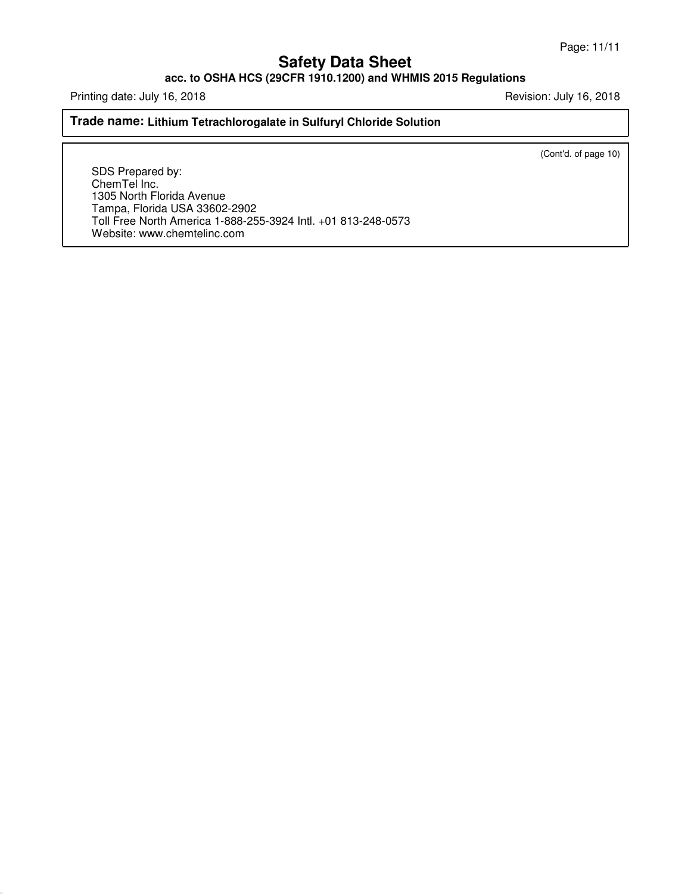**Trade name: Lithium Tetrachlorogalate in Sulfuryl Chloride Solution**

(Cont'd. of page 10)

SDS Prepared by:
ChemTel Inc.
1305 North Florida Avenue
Tampa, Florida USA 33602-2902
Toll Free North America 1-888-255-3924 Intl. +01 813-248-0573
Website: www.chemtelinc.com